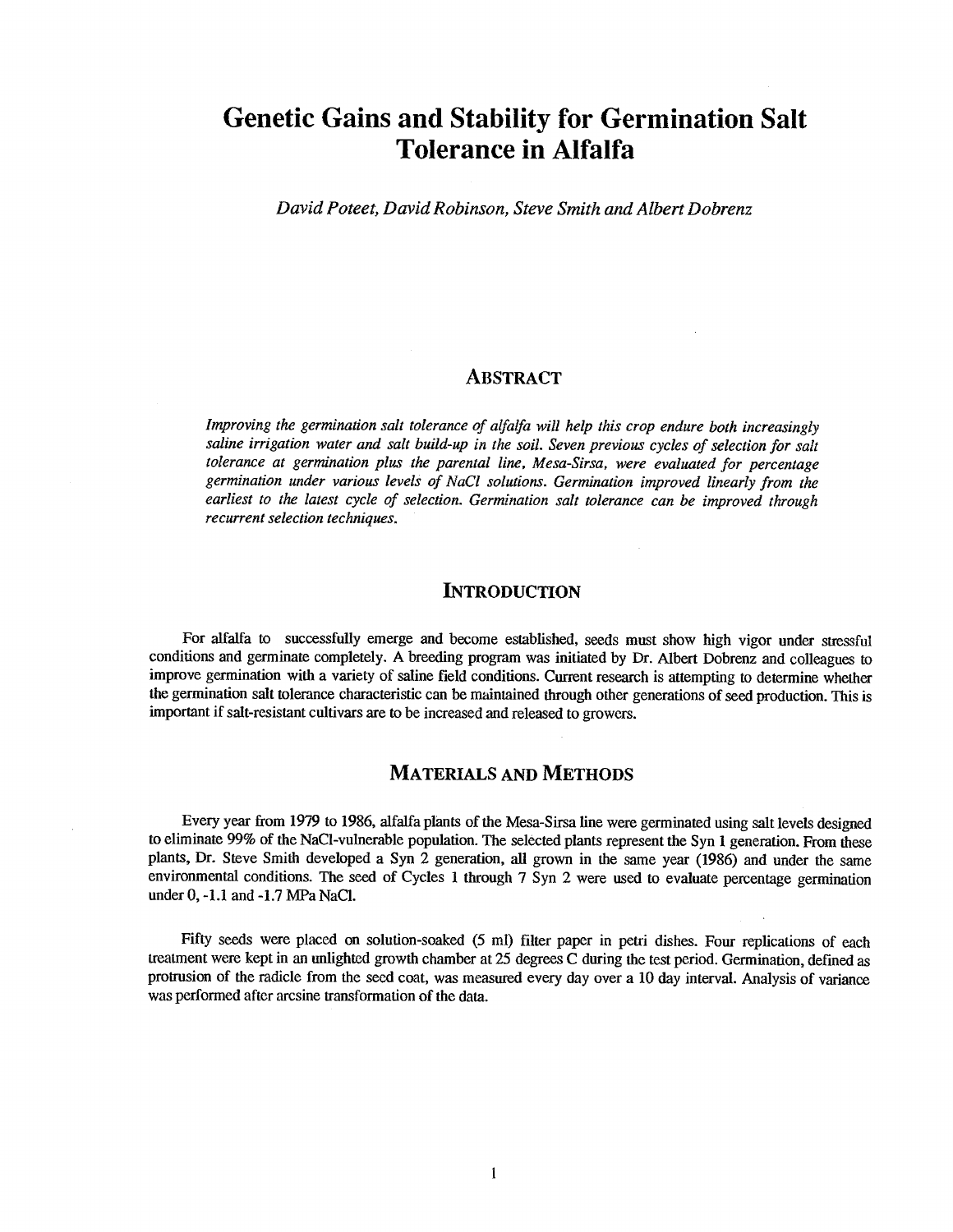# Genetic Gains and Stability for Germination Salt Tolerance in Alfalfa

*David Poteet, David Robinson, Steve Smith and Albert Dobrenz*

## Abstract

*Improving the germination salt tolerance of alfalfa will help this crop endure both increasingly saline irrigation water and salt build-up in the soil. Seven previous cycles of selection for salt tolerance at germination plus the parental line, Mesa-Sirsa, were evaluated for percentage germination under various levels of NaCl solutions. Germination improved linearly from the earliest to the latest cycle of selection. Germination salt tolerance can be improved through recurrent selection techniques.*

## Introduction

For alfalfa to successfully emerge and become established, seeds must show high vigor under stressful conditions and germinate completely. A breeding program was initiated by Dr. Albert Dobrenz and colleagues to improve germination with a variety of saline field conditions. Current research is attempting to determine whether the germination salt tolerance characteristic can be maintained through other generations of seed production. This is important if salt-resistant cultivars are to be increased and released to growers.

## Materials and Methods

Every year from 1979 to 1986, alfalfa plants of the Mesa-Sirsa line were germinated using salt levels designed to eliminate 99% of the NaCl-vulnerable population. The selected plants represent the Syn 1 generation. From these plants, Dr. Steve Smith developed a Syn 2 generation, all grown in the same year (1986) and under the same environmental conditions. The seed of Cycles 1 through 7 Syn 2 were used to evaluate percentage germination under 0, -1.1 and -1.7 MPa NaCl.

Fifty seeds were placed on solution-soaked (5 ml) filter paper in petri dishes. Four replications of each treatment were kept in an unlighted growth chamber at 25 degrees C during the test period. Germination, defined as protrusion of the radicle from the seed coat, was measured every day over a 10 day interval. Analysis of variance was performed after arcsine transformation of the data.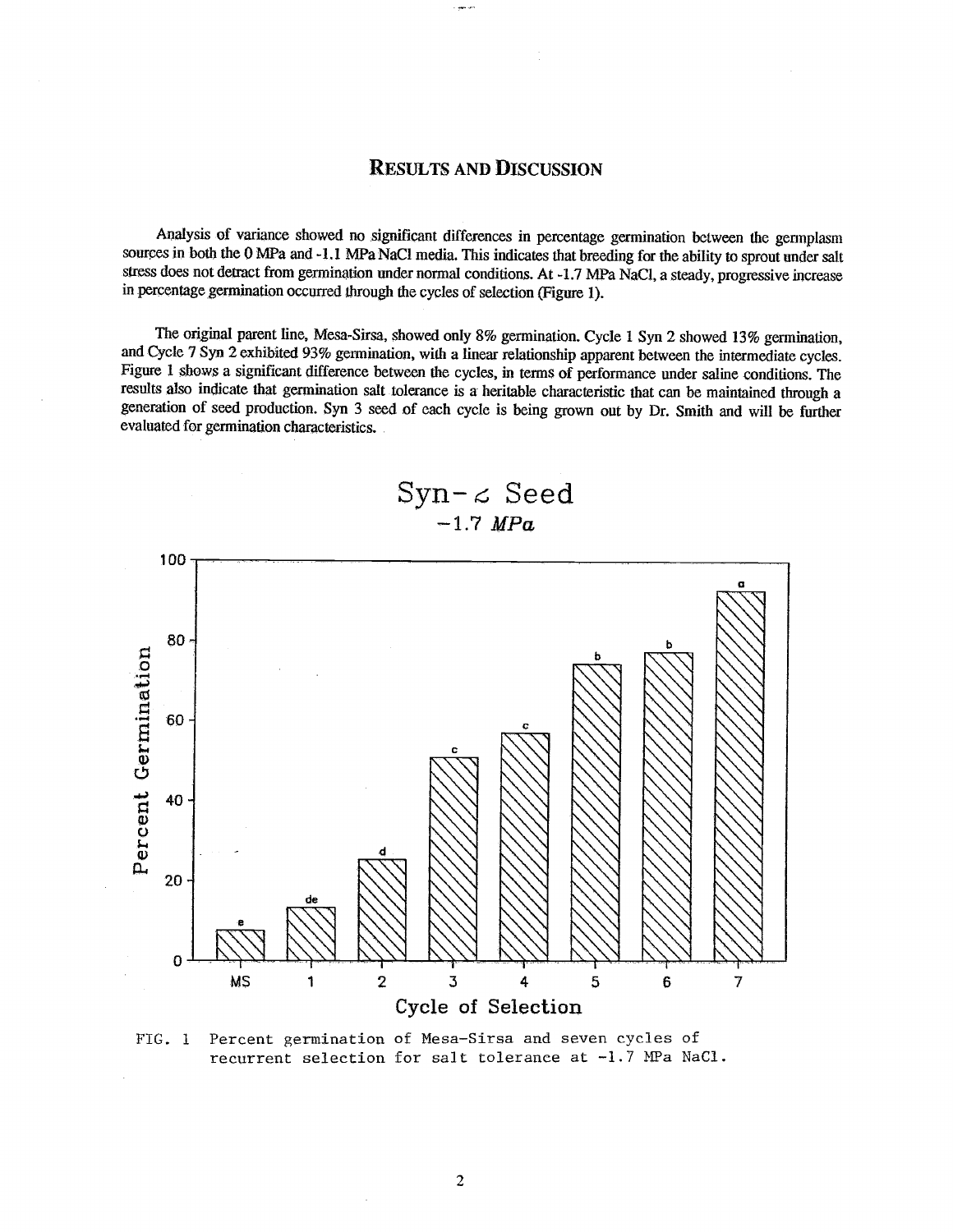## Results and Discussion

Analysis of variance showed no significant differences in percentage germination between the germplasm sources in both the 0 MPa and -1.1 MPa NaCl media. This indicates that breeding for the ability to sprout under salt stress does not detract from germination under normal conditions. At -1.7 MPa NaCl, a steady, progressive increase in percentage germination occurred through the cycles of selection (Figure 1).

The original parent line, Mesa-Sirsa, showed only 8% germination. Cycle 1 Syn 2 showed 13% germination, and Cycle 7 Syn 2 exhibited 93% germination, with a linear relationship apparent between the intermediate cycles. Figure 1 shows a significant difference between the cycles, in terms of performance under saline conditions. The results also indicate that germination salt tolerance is a heritable characteristic that can be maintained through a generation of seed production. Syn 3 seed of each cycle is being grown out by Dr. Smith and will be further evaluated for germination characteristics.

Syn-2 Seed

-1.7 *MPa*

Percent Germination

100

80

60

40

20

0

e

de

d

c

c

b

b

a

MS

1

2

3

4

5

6

7

Cycle of Selection

FIG. 1 Percent germination of Mesa-Sirsa and seven cycles of recurrent selection for salt tolerance at -1.7 MPa NaCl.